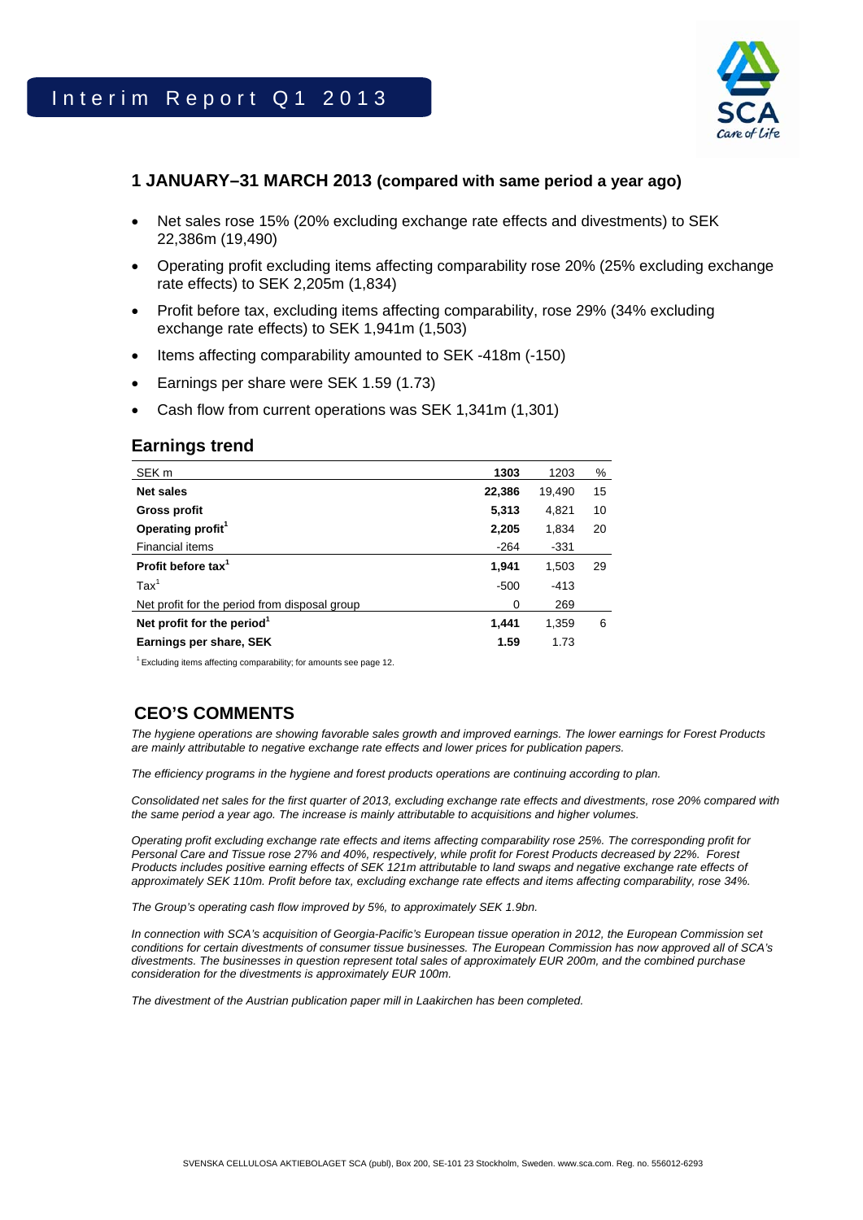# Interim Report Q1 2013

## 1 JANUARY–31 MARCH 2013 (compared with same period a year ago)

- Net sales rose 15% (20% excluding exchange rate effects and divestments) to SEK 22,386m (19,490)
- Operating profit excluding items affecting comparability rose 20% (25% excluding exchange rate effects) to SEK 2,205m (1,834)
- Profit before tax, excluding items affecting comparability, rose 29% (34% excluding exchange rate effects) to SEK 1,941m (1,503)
- Items affecting comparability amounted to SEK -418m (-150)
- Earnings per share were SEK 1.59 (1.73)
- Cash flow from current operations was SEK 1,341m (1,301)

## Earnings trend

| SEK m | **1303** | 1203 | % |
|---|---|---|---|
| **Net sales** | **22,386** | 19,490 | 15 |
| **Gross profit** | **5,313** | 4,821 | 10 |
| **Operating profit**[1] | **2,205** | 1,834 | 20 |
| Financial items | -264 | -331 | |
| **Profit before tax**[1] | **1,941** | 1,503 | 29 |
| Tax[1] | -500 | -413 | |
| Net profit for the period from disposal group | 0 | 269 | |
| **Net profit for the period**[1] | **1,441** | 1,359 | 6 |
| **Earnings per share, SEK** | **1.59** | 1.73 | |

[1] Excluding items affecting comparability; for amounts see page 12.

## CEO'S COMMENTS

*The hygiene operations are showing favorable sales growth and improved earnings. The lower earnings for Forest Products are mainly attributable to negative exchange rate effects and lower prices for publication papers.*

*The efficiency programs in the hygiene and forest products operations are continuing according to plan.*

*Consolidated net sales for the first quarter of 2013, excluding exchange rate effects and divestments, rose 20% compared with the same period a year ago. The increase is mainly attributable to acquisitions and higher volumes.*

*Operating profit excluding exchange rate effects and items affecting comparability rose 25%. The corresponding profit for Personal Care and Tissue rose 27% and 40%, respectively, while profit for Forest Products decreased by 22%. Forest Products includes positive earning effects of SEK 121m attributable to land swaps and negative exchange rate effects of approximately SEK 110m. Profit before tax, excluding exchange rate effects and items affecting comparability, rose 34%.*

*The Group's operating cash flow improved by 5%, to approximately SEK 1.9bn.*

*In connection with SCA's acquisition of Georgia-Pacific's European tissue operation in 2012, the European Commission set conditions for certain divestments of consumer tissue businesses. The European Commission has now approved all of SCA's divestments. The businesses in question represent total sales of approximately EUR 200m, and the combined purchase consideration for the divestments is approximately EUR 100m.*

*The divestment of the Austrian publication paper mill in Laakirchen has been completed.*

SVENSKA CELLULOSA AKTIEBOLAGET SCA (publ), Box 200, SE-101 23 Stockholm, Sweden. www.sca.com. Reg. no. 556012-6293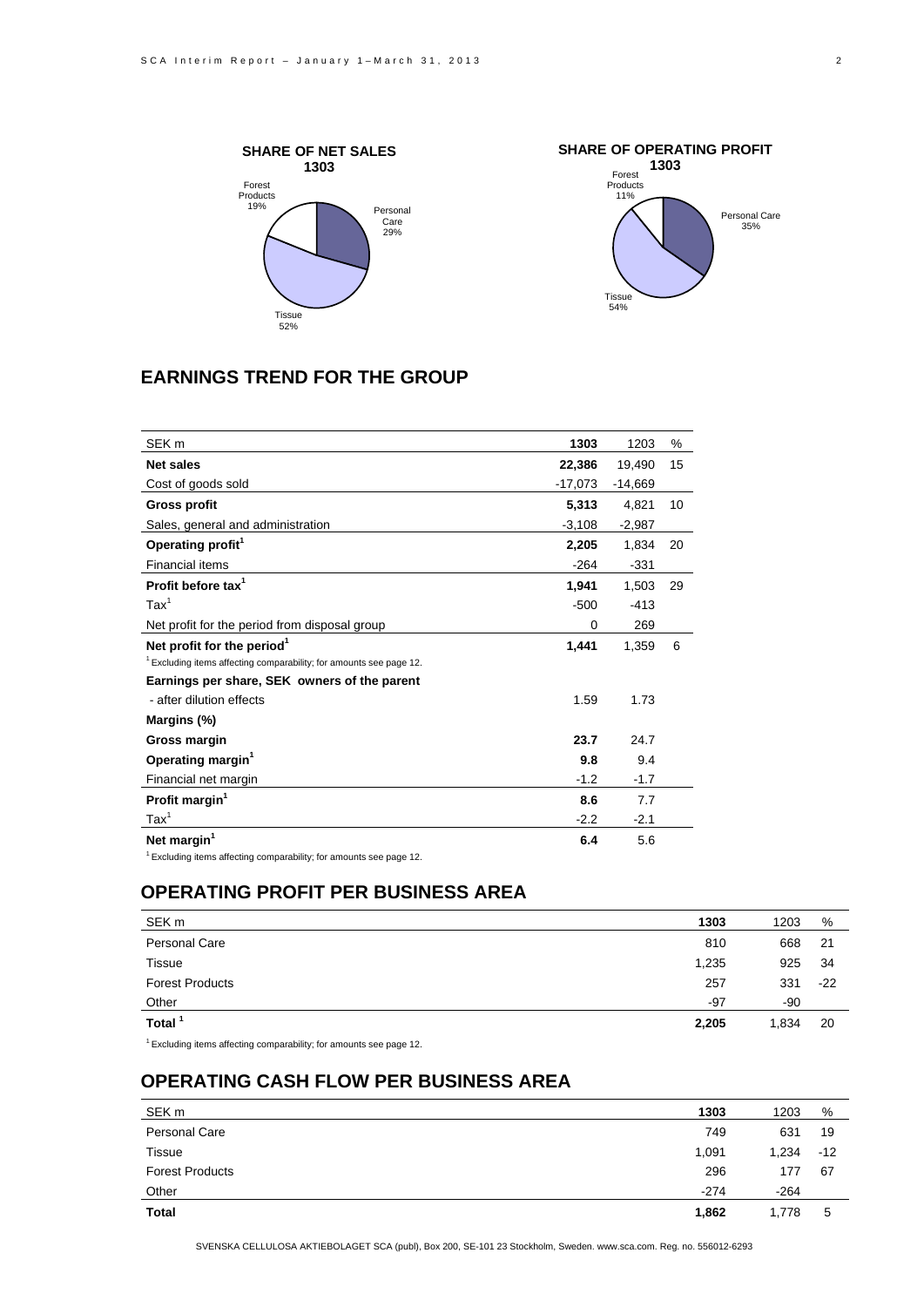**SHARE OF NET SALES 1303**

Forest Products 19%
Personal Care 29%
Tissue 52%

**SHARE OF OPERATING PROFIT 1303**

Forest Products 11%
Personal Care 35%
Tissue 54%

## EARNINGS TREND FOR THE GROUP

| SEK m | 1303 | 1203 | % |
|---|---|---|---|
| **Net sales** | **22,386** | 19,490 | 15 |
| Cost of goods sold | -17,073 | -14,669 | |
| **Gross profit** | **5,313** | 4,821 | 10 |
| Sales, general and administration | -3,108 | -2,987 | |
| **Operating profit[1]** | **2,205** | 1,834 | 20 |
| Financial items | -264 | -331 | |
| **Profit before tax[1]** | **1,941** | 1,503 | 29 |
| Tax[1] | -500 | -413 | |
| Net profit for the period from disposal group | 0 | 269 | |
| **Net profit for the period[1]** | **1,441** | 1,359 | 6 |

[1] Excluding items affecting comparability; for amounts see page 12.

| | 1303 | 1203 |
|---|---|---|
| **Earnings per share, SEK owners of the parent** | | |
| - after dilution effects | 1.59 | 1.73 |
| **Margins (%)** | | |
| **Gross margin** | **23.7** | 24.7 |
| **Operating margin[1]** | **9.8** | 9.4 |
| Financial net margin | -1.2 | -1.7 |
| **Profit margin[1]** | **8.6** | 7.7 |
| Tax[1] | -2.2 | -2.1 |
| **Net margin[1]** | **6.4** | 5.6 |

[1] Excluding items affecting comparability; for amounts see page 12.

## OPERATING PROFIT PER BUSINESS AREA

| SEK m | 1303 | 1203 | % |
|---|---|---|---|
| Personal Care | 810 | 668 | 21 |
| Tissue | 1,235 | 925 | 34 |
| Forest Products | 257 | 331 | -22 |
| Other | -97 | -90 | |
| **Total[1]** | **2,205** | 1,834 | 20 |

[1] Excluding items affecting comparability; for amounts see page 12.

## OPERATING CASH FLOW PER BUSINESS AREA

| SEK m | 1303 | 1203 | % |
|---|---|---|---|
| Personal Care | 749 | 631 | 19 |
| Tissue | 1,091 | 1,234 | -12 |
| Forest Products | 296 | 177 | 67 |
| Other | -274 | -264 | |
| **Total** | **1,862** | 1,778 | 5 |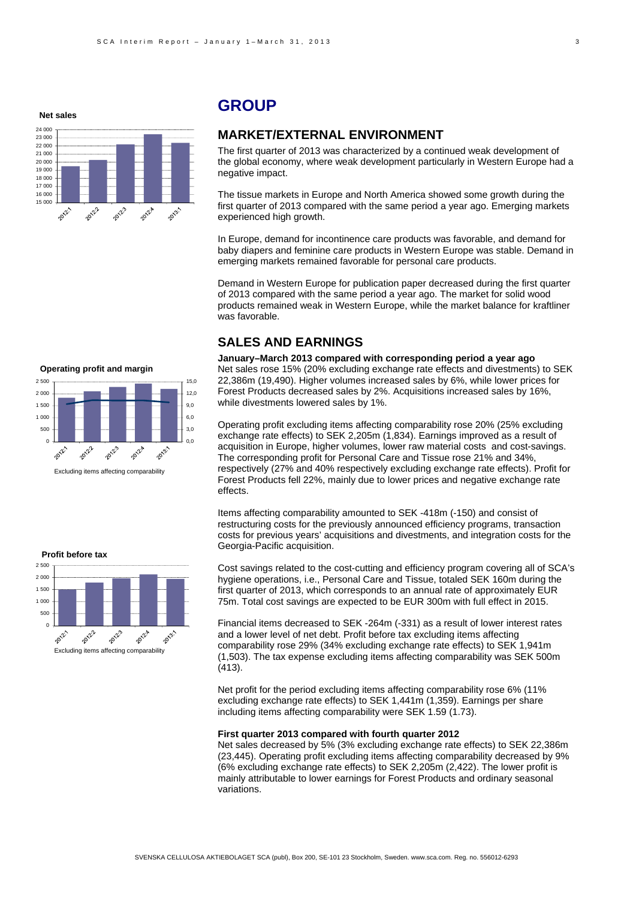# GROUP

## MARKET/EXTERNAL ENVIRONMENT

The first quarter of 2013 was characterized by a continued weak development of the global economy, where weak development particularly in Western Europe had a negative impact.

The tissue markets in Europe and North America showed some growth during the first quarter of 2013 compared with the same period a year ago. Emerging markets experienced high growth.

In Europe, demand for incontinence care products was favorable, and demand for baby diapers and feminine care products in Western Europe was stable. Demand in emerging markets remained favorable for personal care products.

Demand in Western Europe for publication paper decreased during the first quarter of 2013 compared with the same period a year ago. The market for solid wood products remained weak in Western Europe, while the market balance for kraftliner was favorable.

## SALES AND EARNINGS

**January–March 2013 compared with corresponding period a year ago**

Net sales rose 15% (20% excluding exchange rate effects and divestments) to SEK 22,386m (19,490). Higher volumes increased sales by 6%, while lower prices for Forest Products decreased sales by 2%. Acquisitions increased sales by 16%, while divestments lowered sales by 1%.

Operating profit excluding items affecting comparability rose 20% (25% excluding exchange rate effects) to SEK 2,205m (1,834). Earnings improved as a result of acquisition in Europe, higher volumes, lower raw material costs and cost-savings. The corresponding profit for Personal Care and Tissue rose 21% and 34%, respectively (27% and 40% respectively excluding exchange rate effects). Profit for Forest Products fell 22%, mainly due to lower prices and negative exchange rate effects.

Items affecting comparability amounted to SEK -418m (-150) and consist of restructuring costs for the previously announced efficiency programs, transaction costs for previous years' acquisitions and divestments, and integration costs for the Georgia-Pacific acquisition.

Cost savings related to the cost-cutting and efficiency program covering all of SCA's hygiene operations, i.e., Personal Care and Tissue, totaled SEK 160m during the first quarter of 2013, which corresponds to an annual rate of approximately EUR 75m. Total cost savings are expected to be EUR 300m with full effect in 2015.

Financial items decreased to SEK -264m (-331) as a result of lower interest rates and a lower level of net debt. Profit before tax excluding items affecting comparability rose 29% (34% excluding exchange rate effects) to SEK 1,941m (1,503). The tax expense excluding items affecting comparability was SEK 500m (413).

Net profit for the period excluding items affecting comparability rose 6% (11% excluding exchange rate effects) to SEK 1,441m (1,359). Earnings per share including items affecting comparability were SEK 1.59 (1.73).

**First quarter 2013 compared with fourth quarter 2012**

Net sales decreased by 5% (3% excluding exchange rate effects) to SEK 22,386m (23,445). Operating profit excluding items affecting comparability decreased by 9% (6% excluding exchange rate effects) to SEK 2,205m (2,422). The lower profit is mainly attributable to lower earnings for Forest Products and ordinary seasonal variations.

**Net sales**

**Operating profit and margin**

Excluding items affecting comparability

**Profit before tax**

Excluding items affecting comparability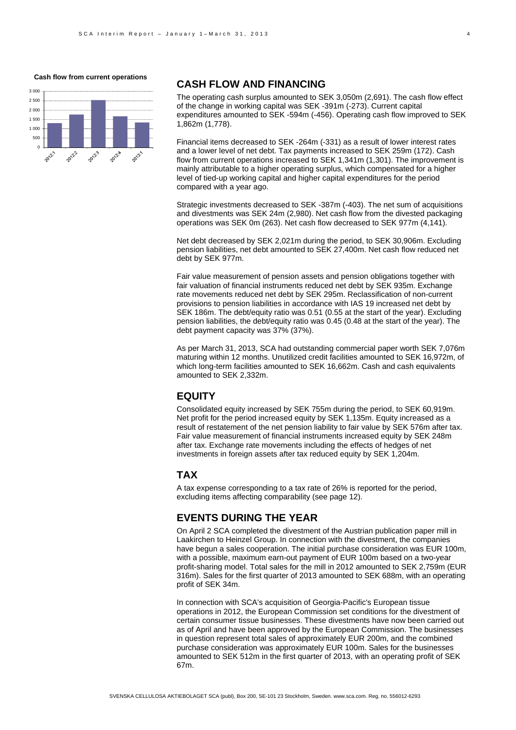**Cash flow from current operations**

## CASH FLOW AND FINANCING

The operating cash surplus amounted to SEK 3,050m (2,691). The cash flow effect of the change in working capital was SEK -391m (-273). Current capital expenditures amounted to SEK -594m (-456). Operating cash flow improved to SEK 1,862m (1,778).

Financial items decreased to SEK -264m (-331) as a result of lower interest rates and a lower level of net debt. Tax payments increased to SEK 259m (172). Cash flow from current operations increased to SEK 1,341m (1,301). The improvement is mainly attributable to a higher operating surplus, which compensated for a higher level of tied-up working capital and higher capital expenditures for the period compared with a year ago.

Strategic investments decreased to SEK -387m (-403). The net sum of acquisitions and divestments was SEK 24m (2,980). Net cash flow from the divested packaging operations was SEK 0m (263). Net cash flow decreased to SEK 977m (4,141).

Net debt decreased by SEK 2,021m during the period, to SEK 30,906m. Excluding pension liabilities, net debt amounted to SEK 27,400m. Net cash flow reduced net debt by SEK 977m.

Fair value measurement of pension assets and pension obligations together with fair valuation of financial instruments reduced net debt by SEK 935m. Exchange rate movements reduced net debt by SEK 295m. Reclassification of non-current provisions to pension liabilities in accordance with IAS 19 increased net debt by SEK 186m. The debt/equity ratio was 0.51 (0.55 at the start of the year). Excluding pension liabilities, the debt/equity ratio was 0.45 (0.48 at the start of the year). The debt payment capacity was 37% (37%).

As per March 31, 2013, SCA had outstanding commercial paper worth SEK 7,076m maturing within 12 months. Unutilized credit facilities amounted to SEK 16,972m, of which long-term facilities amounted to SEK 16,662m. Cash and cash equivalents amounted to SEK 2,332m.

## EQUITY

Consolidated equity increased by SEK 755m during the period, to SEK 60,919m. Net profit for the period increased equity by SEK 1,135m. Equity increased as a result of restatement of the net pension liability to fair value by SEK 576m after tax. Fair value measurement of financial instruments increased equity by SEK 248m after tax. Exchange rate movements including the effects of hedges of net investments in foreign assets after tax reduced equity by SEK 1,204m.

## TAX

A tax expense corresponding to a tax rate of 26% is reported for the period, excluding items affecting comparability (see page 12).

## EVENTS DURING THE YEAR

On April 2 SCA completed the divestment of the Austrian publication paper mill in Laakirchen to Heinzel Group. In connection with the divestment, the companies have begun a sales cooperation. The initial purchase consideration was EUR 100m, with a possible, maximum earn-out payment of EUR 100m based on a two-year profit-sharing model. Total sales for the mill in 2012 amounted to SEK 2,759m (EUR 316m). Sales for the first quarter of 2013 amounted to SEK 688m, with an operating profit of SEK 34m.

In connection with SCA's acquisition of Georgia-Pacific's European tissue operations in 2012, the European Commission set conditions for the divestment of certain consumer tissue businesses. These divestments have now been carried out as of April and have been approved by the European Commission. The businesses in question represent total sales of approximately EUR 200m, and the combined purchase consideration was approximately EUR 100m. Sales for the businesses amounted to SEK 512m in the first quarter of 2013, with an operating profit of SEK 67m.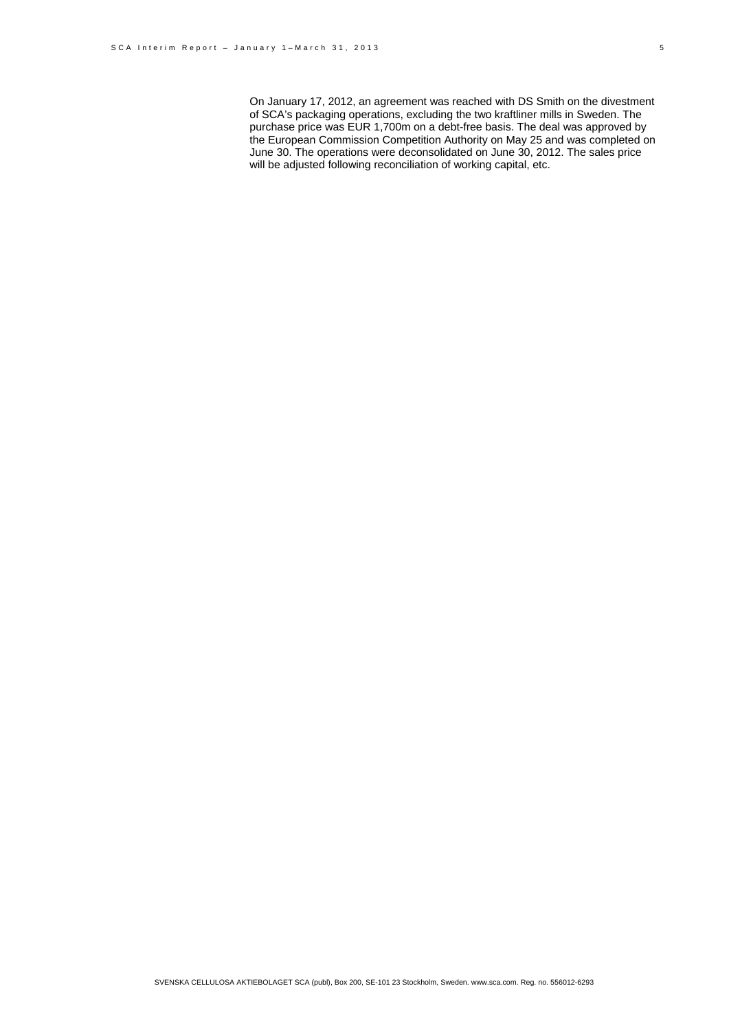On January 17, 2012, an agreement was reached with DS Smith on the divestment of SCA's packaging operations, excluding the two kraftliner mills in Sweden. The purchase price was EUR 1,700m on a debt-free basis. The deal was approved by the European Commission Competition Authority on May 25 and was completed on June 30. The operations were deconsolidated on June 30, 2012. The sales price will be adjusted following reconciliation of working capital, etc.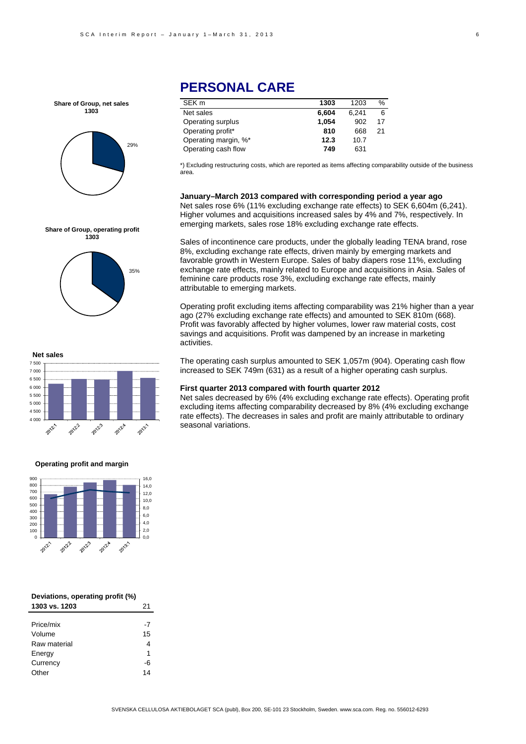# PERSONAL CARE

| SEK m | 1303 | 1203 | % |
|---|---|---|---|
| Net sales | **6,604** | 6,241 | 6 |
| Operating surplus | **1,054** | 902 | 17 |
| Operating profit* | **810** | 668 | 21 |
| Operating margin, %* | **12.3** | 10.7 | |
| Operating cash flow | **749** | 631 | |

*) Excluding restructuring costs, which are reported as items affecting comparability outside of the business area.

**Share of Group, net sales 1303**

29%

**Share of Group, operating profit 1303**

35%

**Net sales**

**Operating profit and margin**

**January–March 2013 compared with corresponding period a year ago**

Net sales rose 6% (11% excluding exchange rate effects) to SEK 6,604m (6,241). Higher volumes and acquisitions increased sales by 4% and 7%, respectively. In emerging markets, sales rose 18% excluding exchange rate effects.

Sales of incontinence care products, under the globally leading TENA brand, rose 8%, excluding exchange rate effects, driven mainly by emerging markets and favorable growth in Western Europe. Sales of baby diapers rose 11%, excluding exchange rate effects, mainly related to Europe and acquisitions in Asia. Sales of feminine care products rose 3%, excluding exchange rate effects, mainly attributable to emerging markets.

Operating profit excluding items affecting comparability was 21% higher than a year ago (27% excluding exchange rate effects) and amounted to SEK 810m (668). Profit was favorably affected by higher volumes, lower raw material costs, cost savings and acquisitions. Profit was dampened by an increase in marketing activities.

The operating cash surplus amounted to SEK 1,057m (904). Operating cash flow increased to SEK 749m (631) as a result of a higher operating cash surplus.

**First quarter 2013 compared with fourth quarter 2012**

Net sales decreased by 6% (4% excluding exchange rate effects). Operating profit excluding items affecting comparability decreased by 8% (4% excluding exchange rate effects). The decreases in sales and profit are mainly attributable to ordinary seasonal variations.

**Deviations, operating profit (%)**

| 1303 vs. 1203 | 21 |
|---|---|
| Price/mix | -7 |
| Volume | 15 |
| Raw material | 4 |
| Energy | 1 |
| Currency | -6 |
| Other | 14 |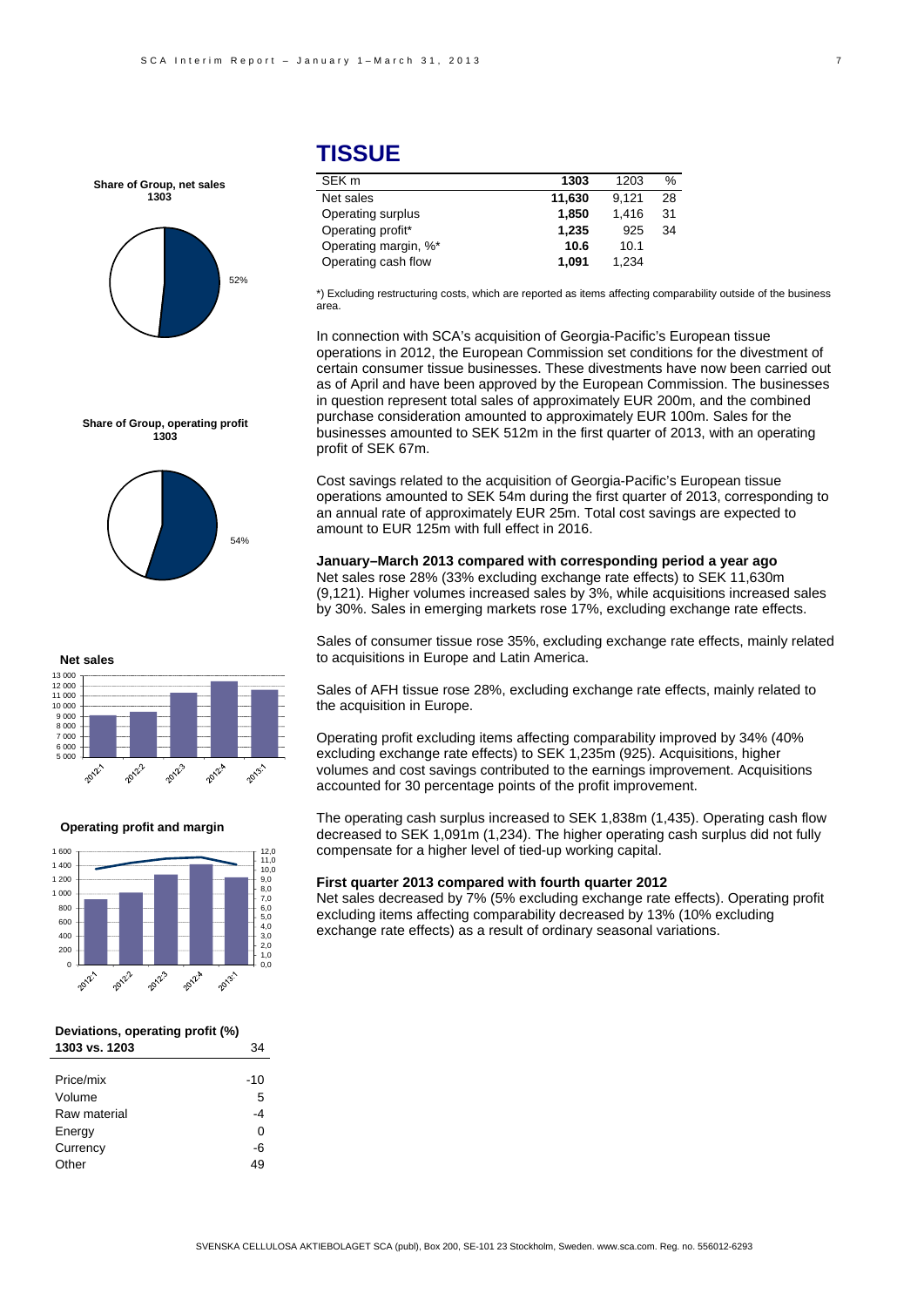# TISSUE

| SEK m | 1303 | 1203 | % |
|---|---|---|---|
| Net sales | **11,630** | 9,121 | 28 |
| Operating surplus | **1,850** | 1,416 | 31 |
| Operating profit* | **1,235** | 925 | 34 |
| Operating margin, %* | **10.6** | 10.1 | |
| Operating cash flow | **1,091** | 1,234 | |

*) Excluding restructuring costs, which are reported as items affecting comparability outside of the business area.

In connection with SCA's acquisition of Georgia-Pacific's European tissue operations in 2012, the European Commission set conditions for the divestment of certain consumer tissue businesses. These divestments have now been carried out as of April and have been approved by the European Commission. The businesses in question represent total sales of approximately EUR 200m, and the combined purchase consideration amounted to approximately EUR 100m. Sales for the businesses amounted to SEK 512m in the first quarter of 2013, with an operating profit of SEK 67m.

Cost savings related to the acquisition of Georgia-Pacific's European tissue operations amounted to SEK 54m during the first quarter of 2013, corresponding to an annual rate of approximately EUR 25m. Total cost savings are expected to amount to EUR 125m with full effect in 2016.

**January–March 2013 compared with corresponding period a year ago**

Net sales rose 28% (33% excluding exchange rate effects) to SEK 11,630m (9,121). Higher volumes increased sales by 3%, while acquisitions increased sales by 30%. Sales in emerging markets rose 17%, excluding exchange rate effects.

Sales of consumer tissue rose 35%, excluding exchange rate effects, mainly related to acquisitions in Europe and Latin America.

Sales of AFH tissue rose 28%, excluding exchange rate effects, mainly related to the acquisition in Europe.

Operating profit excluding items affecting comparability improved by 34% (40% excluding exchange rate effects) to SEK 1,235m (925). Acquisitions, higher volumes and cost savings contributed to the earnings improvement. Acquisitions accounted for 30 percentage points of the profit improvement.

The operating cash surplus increased to SEK 1,838m (1,435). Operating cash flow decreased to SEK 1,091m (1,234). The higher operating cash surplus did not fully compensate for a higher level of tied-up working capital.

**First quarter 2013 compared with fourth quarter 2012**

Net sales decreased by 7% (5% excluding exchange rate effects). Operating profit excluding items affecting comparability decreased by 13% (10% excluding exchange rate effects) as a result of ordinary seasonal variations.

**Share of Group, net sales 1303**

52%

**Share of Group, operating profit 1303**

54%

**Net sales**

**Operating profit and margin**

| Deviations, operating profit (%) 1303 vs. 1203 | 34 |
|---|---|
| Price/mix | -10 |
| Volume | 5 |
| Raw material | -4 |
| Energy | 0 |
| Currency | -6 |
| Other | 49 |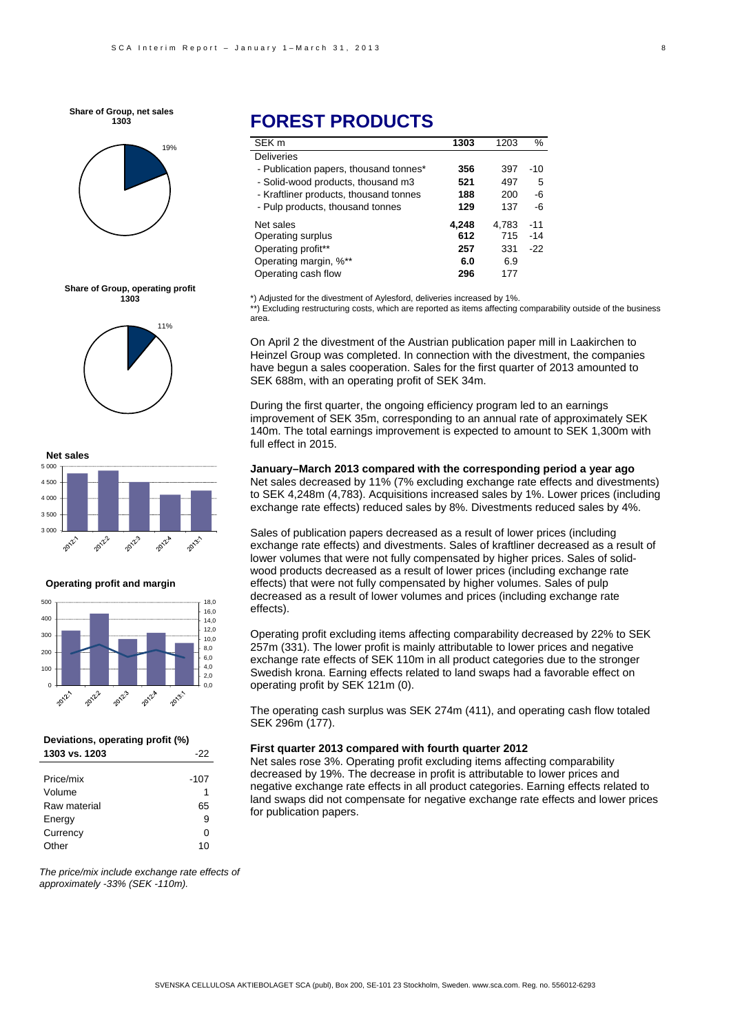# FOREST PRODUCTS

| SEK m | 1303 | 1203 | % |
|---|---|---|---|
| Deliveries | | | |
| - Publication papers, thousand tonnes* | **356** | 397 | -10 |
| - Solid-wood products, thousand m3 | **521** | 497 | 5 |
| - Kraftliner products, thousand tonnes | **188** | 200 | -6 |
| - Pulp products, thousand tonnes | **129** | 137 | -6 |
| Net sales | **4,248** | 4,783 | -11 |
| Operating surplus | **612** | 715 | -14 |
| Operating profit** | **257** | 331 | -22 |
| Operating margin, %** | **6.0** | 6.9 | |
| Operating cash flow | **296** | 177 | |

*) Adjusted for the divestment of Aylesford, deliveries increased by 1%.

**) Excluding restructuring costs, which are reported as items affecting comparability outside of the business area.

**Share of Group, net sales 1303**

19%

**Share of Group, operating profit 1303**

11%

**Net sales**

**Operating profit and margin**

On April 2 the divestment of the Austrian publication paper mill in Laakirchen to Heinzel Group was completed. In connection with the divestment, the companies have begun a sales cooperation. Sales for the first quarter of 2013 amounted to SEK 688m, with an operating profit of SEK 34m.

During the first quarter, the ongoing efficiency program led to an earnings improvement of SEK 35m, corresponding to an annual rate of approximately SEK 140m. The total earnings improvement is expected to amount to SEK 1,300m with full effect in 2015.

### January–March 2013 compared with the corresponding period a year ago

Net sales decreased by 11% (7% excluding exchange rate effects and divestments) to SEK 4,248m (4,783). Acquisitions increased sales by 1%. Lower prices (including exchange rate effects) reduced sales by 8%. Divestments reduced sales by 4%.

Sales of publication papers decreased as a result of lower prices (including exchange rate effects) and divestments. Sales of kraftliner decreased as a result of lower volumes that were not fully compensated by higher prices. Sales of solid-wood products decreased as a result of lower prices (including exchange rate effects) that were not fully compensated by higher volumes. Sales of pulp decreased as a result of lower volumes and prices (including exchange rate effects).

Operating profit excluding items affecting comparability decreased by 22% to SEK 257m (331). The lower profit is mainly attributable to lower prices and negative exchange rate effects of SEK 110m in all product categories due to the stronger Swedish krona. Earning effects related to land swaps had a favorable effect on operating profit by SEK 121m (0).

The operating cash surplus was SEK 274m (411), and operating cash flow totaled SEK 296m (177).

### First quarter 2013 compared with fourth quarter 2012

Net sales rose 3%. Operating profit excluding items affecting comparability decreased by 19%. The decrease in profit is attributable to lower prices and negative exchange rate effects in all product categories. Earning effects related to land swaps did not compensate for negative exchange rate effects and lower prices for publication papers.

**Deviations, operating profit (%)**

| 1303 vs. 1203 | -22 |
|---|---|
| Price/mix | -107 |
| Volume | 1 |
| Raw material | 65 |
| Energy | 9 |
| Currency | 0 |
| Other | 10 |

*The price/mix include exchange rate effects of approximately -33% (SEK -110m).*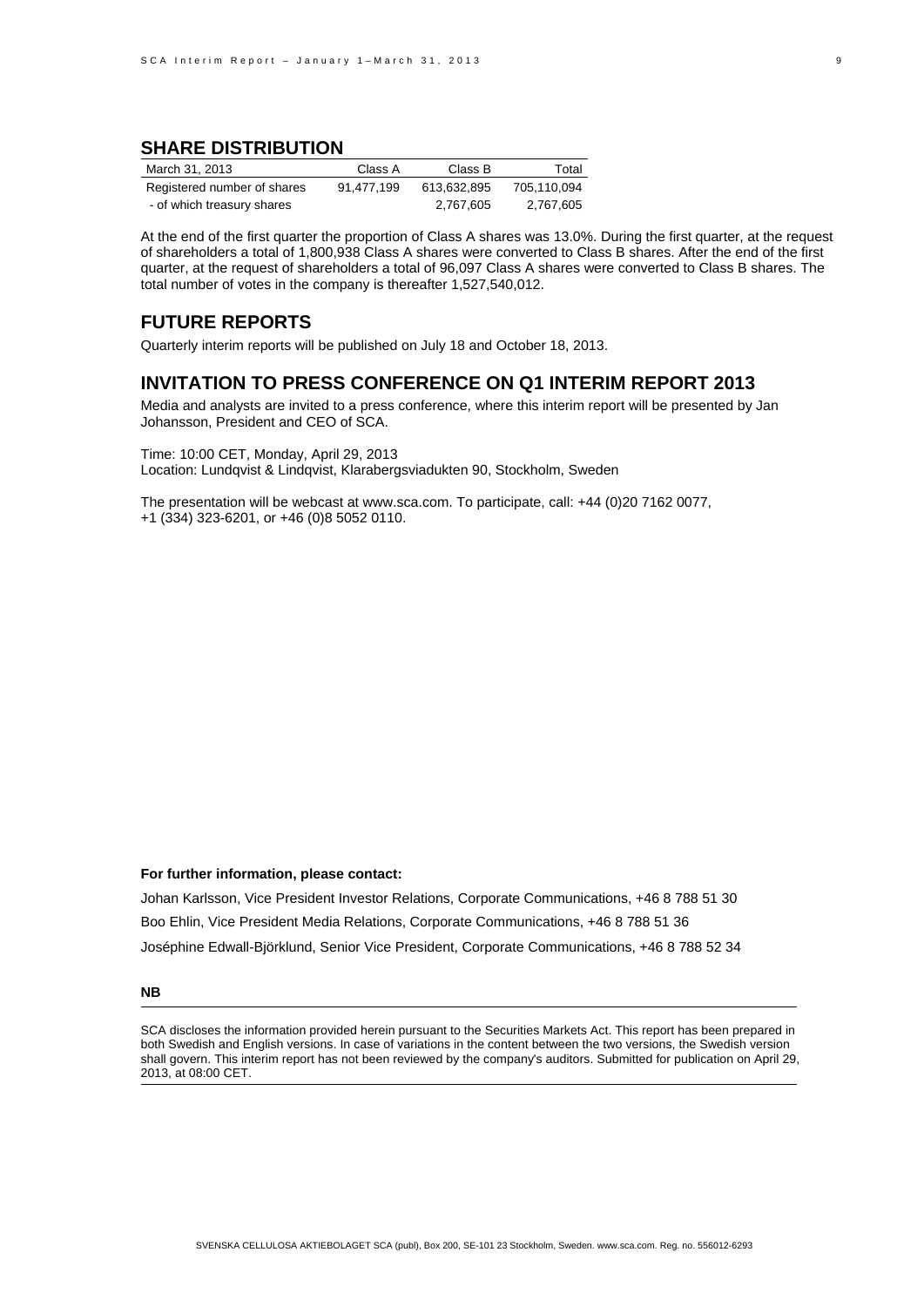## SHARE DISTRIBUTION

| March 31, 2013 | Class A | Class B | Total |
|---|---|---|---|
| Registered number of shares | 91,477,199 | 613,632,895 | 705,110,094 |
| - of which treasury shares | | 2,767,605 | 2,767,605 |

At the end of the first quarter the proportion of Class A shares was 13.0%. During the first quarter, at the request of shareholders a total of 1,800,938 Class A shares were converted to Class B shares. After the end of the first quarter, at the request of shareholders a total of 96,097 Class A shares were converted to Class B shares. The total number of votes in the company is thereafter 1,527,540,012.

## FUTURE REPORTS

Quarterly interim reports will be published on July 18 and October 18, 2013.

## INVITATION TO PRESS CONFERENCE ON Q1 INTERIM REPORT 2013

Media and analysts are invited to a press conference, where this interim report will be presented by Jan Johansson, President and CEO of SCA.

Time: 10:00 CET, Monday, April 29, 2013
Location: Lundqvist & Lindqvist, Klarabergsviadukten 90, Stockholm, Sweden

The presentation will be webcast at www.sca.com. To participate, call: +44 (0)20 7162 0077, +1 (334) 323-6201, or +46 (0)8 5052 0110.

**For further information, please contact:**

Johan Karlsson, Vice President Investor Relations, Corporate Communications, +46 8 788 51 30

Boo Ehlin, Vice President Media Relations, Corporate Communications, +46 8 788 51 36

Joséphine Edwall-Björklund, Senior Vice President, Corporate Communications, +46 8 788 52 34

**NB**

SCA discloses the information provided herein pursuant to the Securities Markets Act. This report has been prepared in both Swedish and English versions. In case of variations in the content between the two versions, the Swedish version shall govern. This interim report has not been reviewed by the company's auditors. Submitted for publication on April 29, 2013, at 08:00 CET.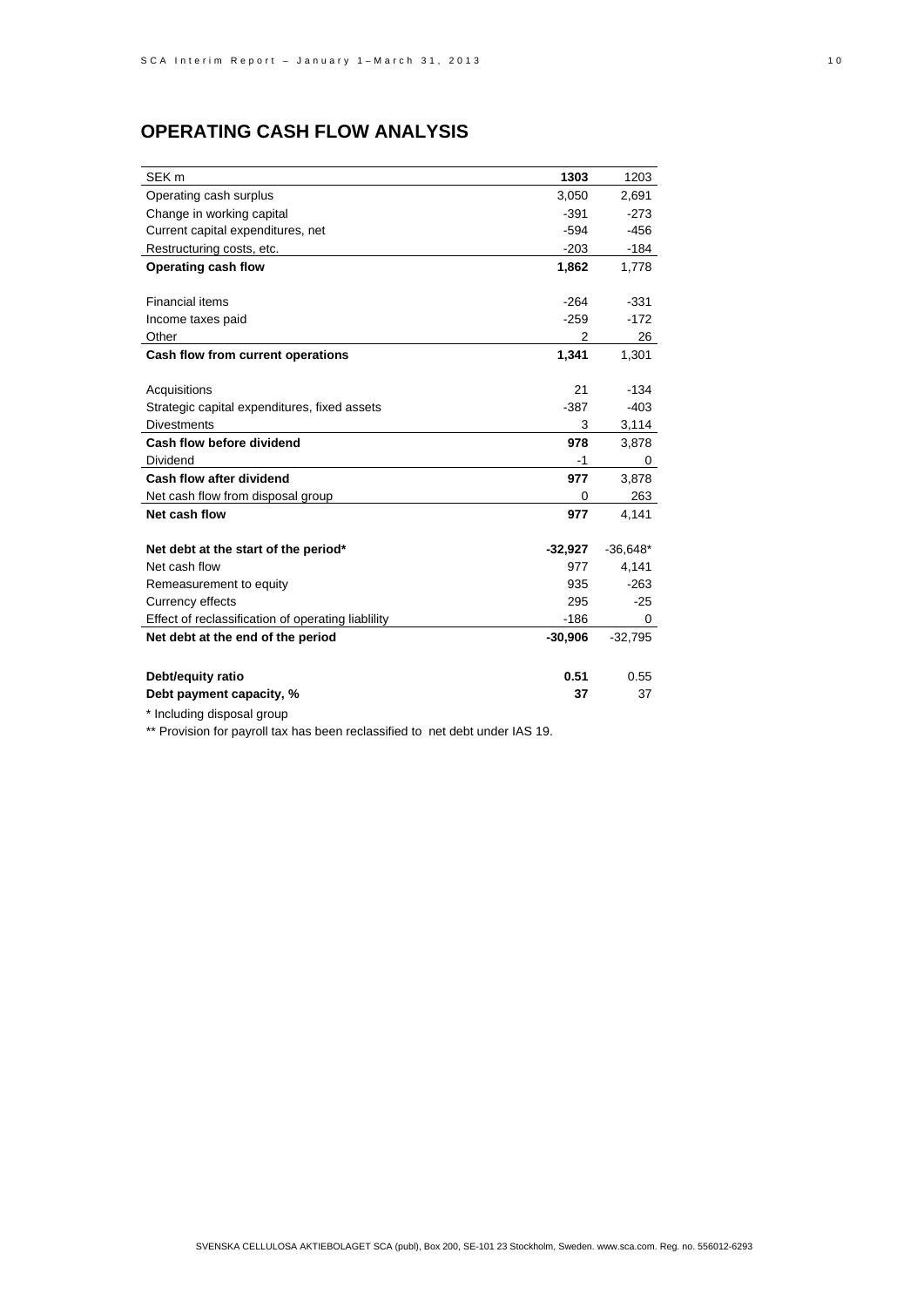## OPERATING CASH FLOW ANALYSIS

| SEK m | **1303** | 1203 |
|---|---|---|
| Operating cash surplus | 3,050 | 2,691 |
| Change in working capital | -391 | -273 |
| Current capital expenditures, net | -594 | -456 |
| Restructuring costs, etc. | -203 | -184 |
| **Operating cash flow** | **1,862** | 1,778 |
| | | |
| Financial items | -264 | -331 |
| Income taxes paid | -259 | -172 |
| Other | 2 | 26 |
| **Cash flow from current operations** | **1,341** | 1,301 |
| | | |
| Acquisitions | 21 | -134 |
| Strategic capital expenditures, fixed assets | -387 | -403 |
| Divestments | 3 | 3,114 |
| **Cash flow before dividend** | **978** | 3,878 |
| Dividend | -1 | 0 |
| **Cash flow after dividend** | **977** | 3,878 |
| Net cash flow from disposal group | 0 | 263 |
| **Net cash flow** | **977** | 4,141 |
| | | |
| **Net debt at the start of the period*** | **-32,927** | -36,648* |
| Net cash flow | 977 | 4,141 |
| Remeasurement to equity | 935 | -263 |
| Currency effects | 295 | -25 |
| Effect of reclassification of operating liablility | -186 | 0 |
| **Net debt at the end of the period** | **-30,906** | -32,795 |
| | | |
| **Debt/equity ratio** | **0.51** | 0.55 |
| **Debt payment capacity, %** | **37** | 37 |

\* Including disposal group

** Provision for payroll tax has been reclassified to net debt under IAS 19.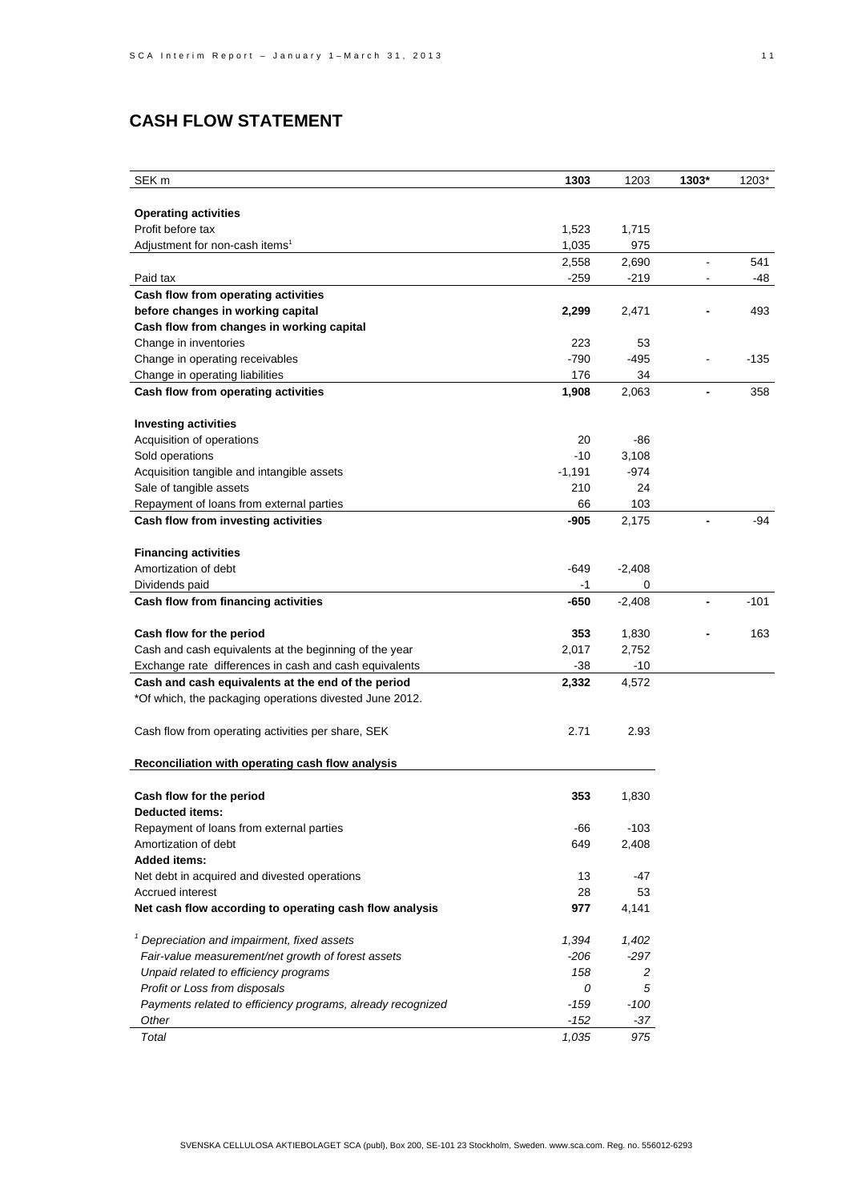## CASH FLOW STATEMENT

| SEK m | 1303 | 1203 | 1303* | 1203* |
|---|---|---|---|---|
| **Operating activities** | | | | |
| Profit before tax | 1,523 | 1,715 | | |
| Adjustment for non-cash items[1] | 1,035 | 975 | | |
| | 2,558 | 2,690 | - | 541 |
| Paid tax | -259 | -219 | - | -48 |
| **Cash flow from operating activities before changes in working capital** | **2,299** | 2,471 | **-** | 493 |
| **Cash flow from changes in working capital** | | | | |
| Change in inventories | 223 | 53 | | |
| Change in operating receivables | -790 | -495 | - | -135 |
| Change in operating liabilities | 176 | 34 | | |
| **Cash flow from operating activities** | **1,908** | 2,063 | **-** | 358 |
| **Investing activities** | | | | |
| Acquisition of operations | 20 | -86 | | |
| Sold operations | -10 | 3,108 | | |
| Acquisition tangible and intangible assets | -1,191 | -974 | | |
| Sale of tangible assets | 210 | 24 | | |
| Repayment of loans from external parties | 66 | 103 | | |
| **Cash flow from investing activities** | **-905** | 2,175 | **-** | -94 |
| **Financing activities** | | | | |
| Amortization of debt | -649 | -2,408 | | |
| Dividends paid | -1 | 0 | | |
| **Cash flow from financing activities** | **-650** | -2,408 | **-** | -101 |
| **Cash flow for the period** | **353** | 1,830 | **-** | 163 |
| Cash and cash equivalents at the beginning of the year | 2,017 | 2,752 | | |
| Exchange rate differences in cash and cash equivalents | -38 | -10 | | |
| **Cash and cash equivalents at the end of the period** | **2,332** | 4,572 | | |

*Of which, the packaging operations divested June 2012.

| | 1303 | 1203 |
|---|---|---|
| Cash flow from operating activities per share, SEK | 2.71 | 2.93 |

**Reconciliation with operating cash flow analysis**

| | 1303 | 1203 |
|---|---|---|
| **Cash flow for the period** | **353** | 1,830 |
| **Deducted items:** | | |
| Repayment of loans from external parties | -66 | -103 |
| Amortization of debt | 649 | 2,408 |
| **Added items:** | | |
| Net debt in acquired and divested operations | 13 | -47 |
| Accrued interest | 28 | 53 |
| **Net cash flow according to operating cash flow analysis** | **977** | 4,141 |

| | 1303 | 1203 |
|---|---|---|
| *[1] Depreciation and impairment, fixed assets* | *1,394* | *1,402* |
| *Fair-value measurement/net growth of forest assets* | *-206* | *-297* |
| *Unpaid related to efficiency programs* | *158* | *2* |
| *Profit or Loss from disposals* | *0* | *5* |
| *Payments related to efficiency programs, already recognized* | *-159* | *-100* |
| *Other* | *-152* | *-37* |
| *Total* | *1,035* | *975* |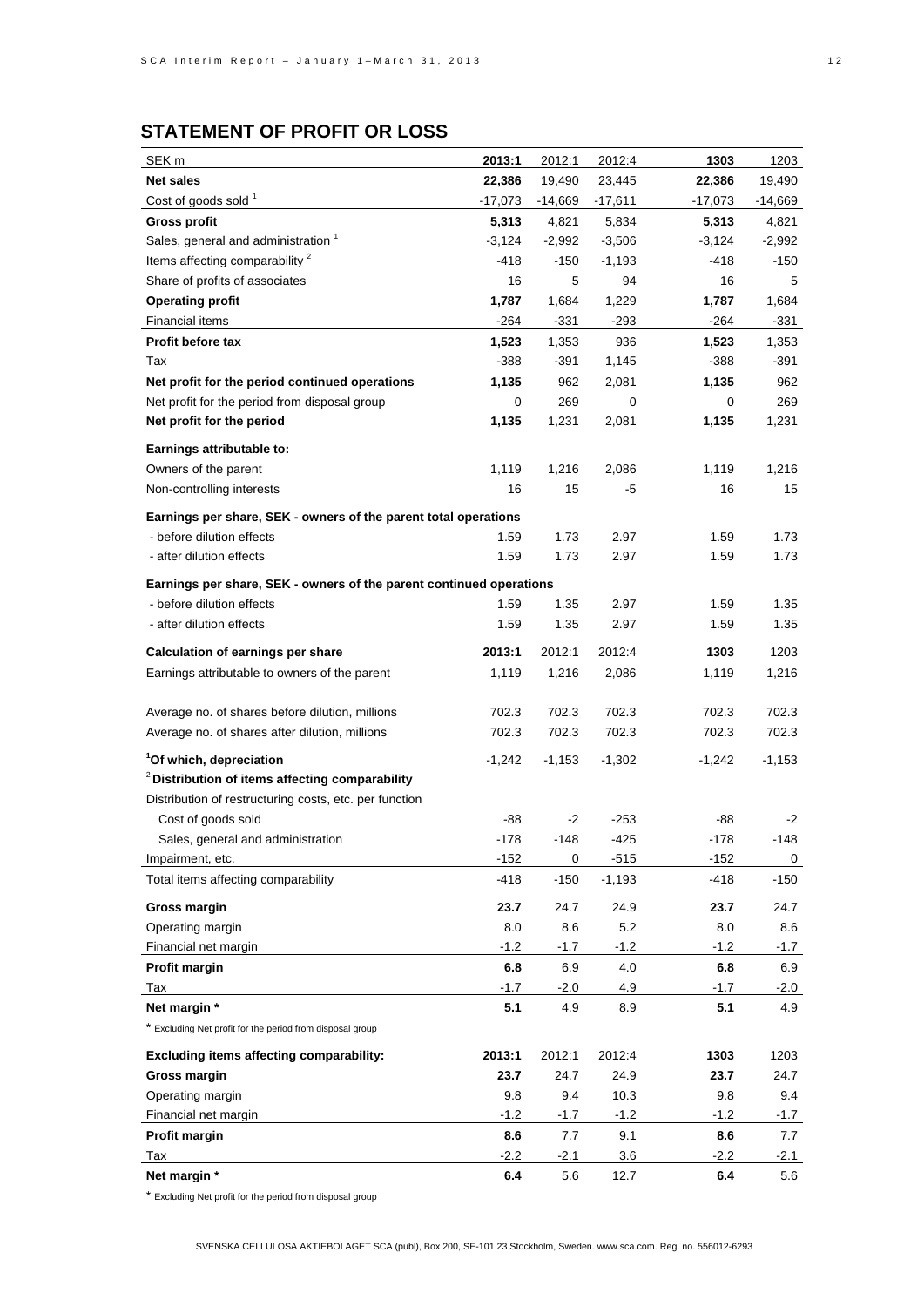## STATEMENT OF PROFIT OR LOSS

| SEK m | 2013:1 | 2012:1 | 2012:4 | 1303 | 1203 |
|---|---|---|---|---|---|
| **Net sales** | **22,386** | 19,490 | 23,445 | **22,386** | 19,490 |
| Cost of goods sold [1] | -17,073 | -14,669 | -17,611 | -17,073 | -14,669 |
| **Gross profit** | **5,313** | 4,821 | 5,834 | **5,313** | 4,821 |
| Sales, general and administration [1] | -3,124 | -2,992 | -3,506 | -3,124 | -2,992 |
| Items affecting comparability [2] | -418 | -150 | -1,193 | -418 | -150 |
| Share of profits of associates | 16 | 5 | 94 | 16 | 5 |
| **Operating profit** | **1,787** | 1,684 | 1,229 | **1,787** | 1,684 |
| Financial items | -264 | -331 | -293 | -264 | -331 |
| **Profit before tax** | **1,523** | 1,353 | 936 | **1,523** | 1,353 |
| Tax | -388 | -391 | 1,145 | -388 | -391 |
| **Net profit for the period continued operations** | **1,135** | 962 | 2,081 | **1,135** | 962 |
| Net profit for the period from disposal group | 0 | 269 | 0 | 0 | 269 |
| **Net profit for the period** | **1,135** | 1,231 | 2,081 | **1,135** | 1,231 |
| **Earnings attributable to:** | | | | | |
| Owners of the parent | 1,119 | 1,216 | 2,086 | 1,119 | 1,216 |
| Non-controlling interests | 16 | 15 | -5 | 16 | 15 |
| **Earnings per share, SEK - owners of the parent total operations** | | | | | |
| - before dilution effects | 1.59 | 1.73 | 2.97 | 1.59 | 1.73 |
| - after dilution effects | 1.59 | 1.73 | 2.97 | 1.59 | 1.73 |
| **Earnings per share, SEK - owners of the parent continued operations** | | | | | |
| - before dilution effects | 1.59 | 1.35 | 2.97 | 1.59 | 1.35 |
| - after dilution effects | 1.59 | 1.35 | 2.97 | 1.59 | 1.35 |
| **Calculation of earnings per share** | **2013:1** | 2012:1 | 2012:4 | **1303** | 1203 |
| Earnings attributable to owners of the parent | 1,119 | 1,216 | 2,086 | 1,119 | 1,216 |
| Average no. of shares before dilution, millions | 702.3 | 702.3 | 702.3 | 702.3 | 702.3 |
| Average no. of shares after dilution, millions | 702.3 | 702.3 | 702.3 | 702.3 | 702.3 |
| **[1]Of which, depreciation** | -1,242 | -1,153 | -1,302 | -1,242 | -1,153 |
| **[2]Distribution of items affecting comparability** | | | | | |
| Distribution of restructuring costs, etc. per function | | | | | |
| Cost of goods sold | -88 | -2 | -253 | -88 | -2 |
| Sales, general and administration | -178 | -148 | -425 | -178 | -148 |
| Impairment, etc. | -152 | 0 | -515 | -152 | 0 |
| Total items affecting comparability | -418 | -150 | -1,193 | -418 | -150 |
| **Gross margin** | **23.7** | 24.7 | 24.9 | **23.7** | 24.7 |
| Operating margin | 8.0 | 8.6 | 5.2 | 8.0 | 8.6 |
| Financial net margin | -1.2 | -1.7 | -1.2 | -1.2 | -1.7 |
| **Profit margin** | **6.8** | 6.9 | 4.0 | **6.8** | 6.9 |
| Tax | -1.7 | -2.0 | 4.9 | -1.7 | -2.0 |
| **Net margin *** | **5.1** | 4.9 | 8.9 | **5.1** | 4.9 |

* Excluding Net profit for the period from disposal group

| **Excluding items affecting comparability:** | **2013:1** | 2012:1 | 2012:4 | **1303** | 1203 |
|---|---|---|---|---|---|
| **Gross margin** | **23.7** | 24.7 | 24.9 | **23.7** | 24.7 |
| Operating margin | 9.8 | 9.4 | 10.3 | 9.8 | 9.4 |
| Financial net margin | -1.2 | -1.7 | -1.2 | -1.2 | -1.7 |
| **Profit margin** | **8.6** | 7.7 | 9.1 | **8.6** | 7.7 |
| Tax | -2.2 | -2.1 | 3.6 | -2.2 | -2.1 |
| **Net margin *** | **6.4** | 5.6 | 12.7 | **6.4** | 5.6 |

* Excluding Net profit for the period from disposal group

SVENSKA CELLULOSA AKTIEBOLAGET SCA (publ), Box 200, SE-101 23 Stockholm, Sweden. www.sca.com. Reg. no. 556012-6293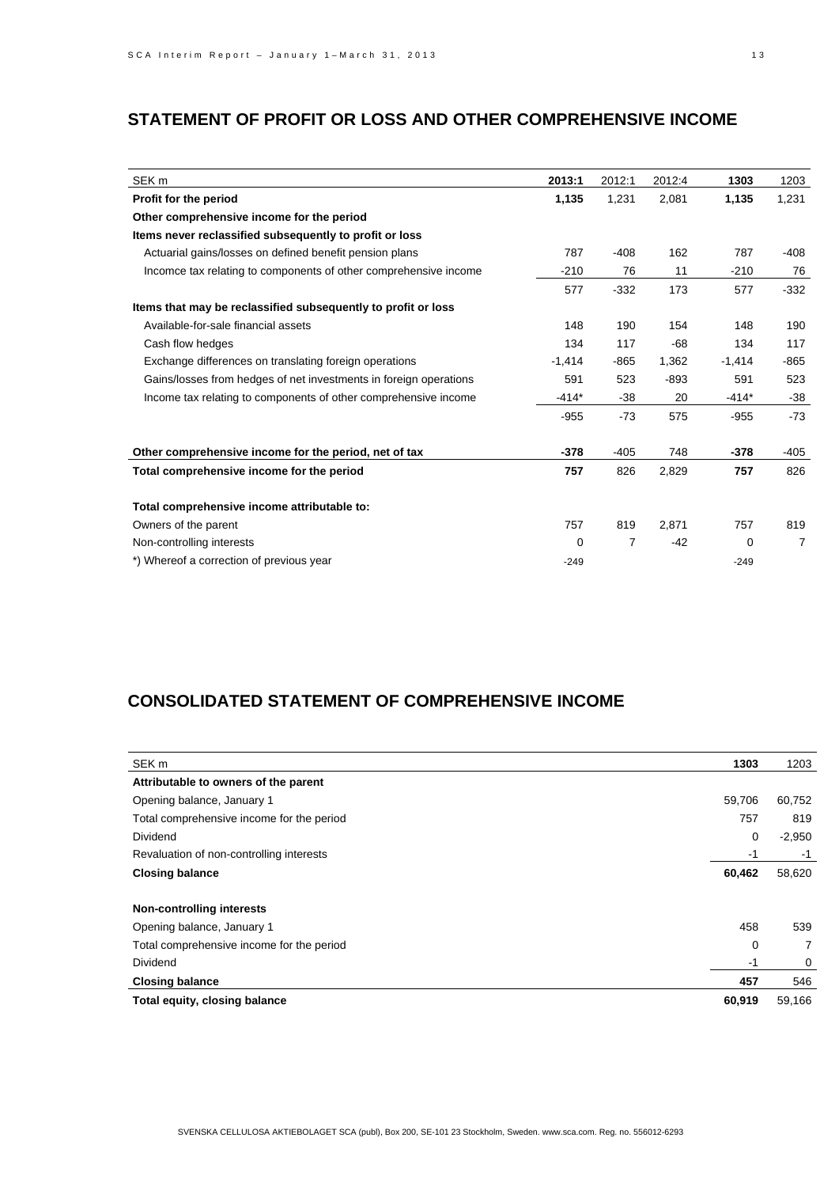## STATEMENT OF PROFIT OR LOSS AND OTHER COMPREHENSIVE INCOME

| SEK m | **2013:1** | 2012:1 | 2012:4 | **1303** | 1203 |
|---|---|---|---|---|---|
| **Profit for the period** | **1,135** | 1,231 | 2,081 | **1,135** | 1,231 |
| **Other comprehensive income for the period** | | | | | |
| **Items never reclassified subsequently to profit or loss** | | | | | |
| Actuarial gains/losses on defined benefit pension plans | 787 | -408 | 162 | 787 | -408 |
| Incomce tax relating to components of other comprehensive income | -210 | 76 | 11 | -210 | 76 |
| | 577 | -332 | 173 | 577 | -332 |
| **Items that may be reclassified subsequently to profit or loss** | | | | | |
| Available-for-sale financial assets | 148 | 190 | 154 | 148 | 190 |
| Cash flow hedges | 134 | 117 | -68 | 134 | 117 |
| Exchange differences on translating foreign operations | -1,414 | -865 | 1,362 | -1,414 | -865 |
| Gains/losses from hedges of net investments in foreign operations | 591 | 523 | -893 | 591 | 523 |
| Income tax relating to components of other comprehensive income | -414* | -38 | 20 | -414* | -38 |
| | -955 | -73 | 575 | -955 | -73 |
| **Other comprehensive income for the period, net of tax** | **-378** | -405 | 748 | **-378** | -405 |
| **Total comprehensive income for the period** | **757** | 826 | 2,829 | **757** | 826 |
| **Total comprehensive income attributable to:** | | | | | |
| Owners of the parent | 757 | 819 | 2,871 | 757 | 819 |
| Non-controlling interests | 0 | 7 | -42 | 0 | 7 |
| *) Whereof a correction of previous year | -249 | | | -249 | |

## CONSOLIDATED STATEMENT OF COMPREHENSIVE INCOME

| SEK m | **1303** | 1203 |
|---|---|---|
| **Attributable to owners of the parent** | | |
| Opening balance, January 1 | 59,706 | 60,752 |
| Total comprehensive income for the period | 757 | 819 |
| Dividend | 0 | -2,950 |
| Revaluation of non-controlling interests | -1 | -1 |
| **Closing balance** | **60,462** | 58,620 |
| **Non-controlling interests** | | |
| Opening balance, January 1 | 458 | 539 |
| Total comprehensive income for the period | 0 | 7 |
| Dividend | -1 | 0 |
| **Closing balance** | **457** | 546 |
| **Total equity, closing balance** | **60,919** | 59,166 |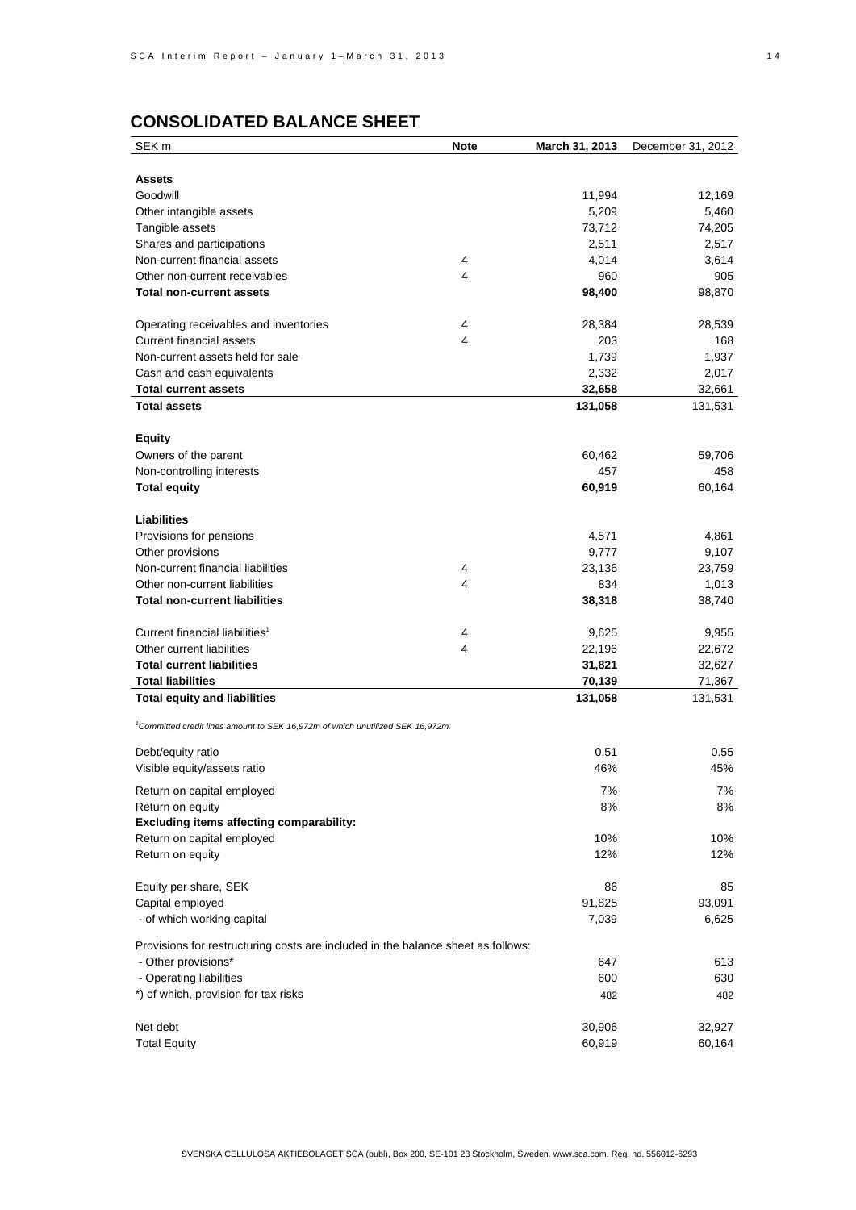## CONSOLIDATED BALANCE SHEET

| SEK m | Note | March 31, 2013 | December 31, 2012 |
|---|---|---|---|
| **Assets** | | | |
| Goodwill | | 11,994 | 12,169 |
| Other intangible assets | | 5,209 | 5,460 |
| Tangible assets | | 73,712 | 74,205 |
| Shares and participations | | 2,511 | 2,517 |
| Non-current financial assets | 4 | 4,014 | 3,614 |
| Other non-current receivables | 4 | 960 | 905 |
| **Total non-current assets** | | **98,400** | 98,870 |
| Operating receivables and inventories | 4 | 28,384 | 28,539 |
| Current financial assets | 4 | 203 | 168 |
| Non-current assets held for sale | | 1,739 | 1,937 |
| Cash and cash equivalents | | 2,332 | 2,017 |
| **Total current assets** | | **32,658** | 32,661 |
| **Total assets** | | **131,058** | 131,531 |
| **Equity** | | | |
| Owners of the parent | | 60,462 | 59,706 |
| Non-controlling interests | | 457 | 458 |
| **Total equity** | | **60,919** | 60,164 |
| **Liabilities** | | | |
| Provisions for pensions | | 4,571 | 4,861 |
| Other provisions | | 9,777 | 9,107 |
| Non-current financial liabilities | 4 | 23,136 | 23,759 |
| Other non-current liabilities | 4 | 834 | 1,013 |
| **Total non-current liabilities** | | **38,318** | 38,740 |
| Current financial liabilities[1] | 4 | 9,625 | 9,955 |
| Other current liabilities | 4 | 22,196 | 22,672 |
| **Total current liabilities** | | **31,821** | 32,627 |
| **Total liabilities** | | **70,139** | 71,367 |
| **Total equity and liabilities** | | **131,058** | 131,531 |

*[1]Committed credit lines amount to SEK 16,972m of which unutilized SEK 16,972m.*

| | March 31, 2013 | December 31, 2012 |
|---|---|---|
| Debt/equity ratio | 0.51 | 0.55 |
| Visible equity/assets ratio | 46% | 45% |
| Return on capital employed | 7% | 7% |
| Return on equity | 8% | 8% |
| **Excluding items affecting comparability:** | | |
| Return on capital employed | 10% | 10% |
| Return on equity | 12% | 12% |
| Equity per share, SEK | 86 | 85 |
| Capital employed | 91,825 | 93,091 |
| - of which working capital | 7,039 | 6,625 |
| Provisions for restructuring costs are included in the balance sheet as follows: | | |
| - Other provisions* | 647 | 613 |
| - Operating liabilities | 600 | 630 |
| *) of which, provision for tax risks | 482 | 482 |
| Net debt | 30,906 | 32,927 |
| Total Equity | 60,919 | 60,164 |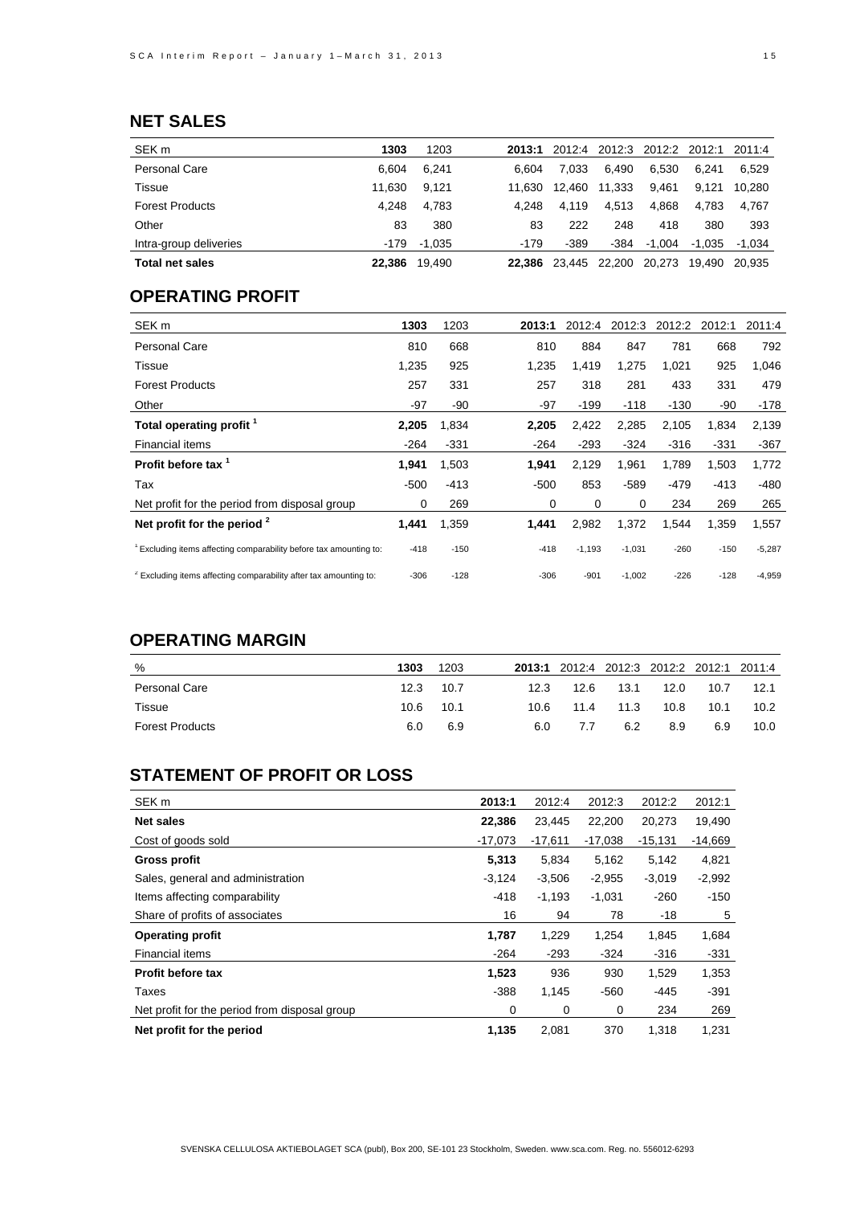## NET SALES

| SEK m | **1303** | 1203 | **2013:1** | 2012:4 | 2012:3 | 2012:2 | 2012:1 | 2011:4 |
|---|---|---|---|---|---|---|---|---|
| Personal Care | 6,604 | 6,241 | 6,604 | 7,033 | 6,490 | 6,530 | 6,241 | 6,529 |
| Tissue | 11,630 | 9,121 | 11,630 | 12,460 | 11,333 | 9,461 | 9,121 | 10,280 |
| Forest Products | 4,248 | 4,783 | 4,248 | 4,119 | 4,513 | 4,868 | 4,783 | 4,767 |
| Other | 83 | 380 | 83 | 222 | 248 | 418 | 380 | 393 |
| Intra-group deliveries | -179 | -1,035 | -179 | -389 | -384 | -1,004 | -1,035 | -1,034 |
| **Total net sales** | **22,386** | 19,490 | **22,386** | 23,445 | 22,200 | 20,273 | 19,490 | 20,935 |

## OPERATING PROFIT

| SEK m | **1303** | 1203 | **2013:1** | 2012:4 | 2012:3 | 2012:2 | 2012:1 | 2011:4 |
|---|---|---|---|---|---|---|---|---|
| Personal Care | 810 | 668 | 810 | 884 | 847 | 781 | 668 | 792 |
| Tissue | 1,235 | 925 | 1,235 | 1,419 | 1,275 | 1,021 | 925 | 1,046 |
| Forest Products | 257 | 331 | 257 | 318 | 281 | 433 | 331 | 479 |
| Other | -97 | -90 | -97 | -199 | -118 | -130 | -90 | -178 |
| **Total operating profit [1]** | **2,205** | 1,834 | **2,205** | 2,422 | 2,285 | 2,105 | 1,834 | 2,139 |
| Financial items | -264 | -331 | -264 | -293 | -324 | -316 | -331 | -367 |
| **Profit before tax [1]** | **1,941** | 1,503 | **1,941** | 2,129 | 1,961 | 1,789 | 1,503 | 1,772 |
| Tax | -500 | -413 | -500 | 853 | -589 | -479 | -413 | -480 |
| Net profit for the period from disposal group | 0 | 269 | 0 | 0 | 0 | 234 | 269 | 265 |
| **Net profit for the period [2]** | **1,441** | 1,359 | **1,441** | 2,982 | 1,372 | 1,544 | 1,359 | 1,557 |
| [1] Excluding items affecting comparability before tax amounting to: | -418 | -150 | -418 | -1,193 | -1,031 | -260 | -150 | -5,287 |
| [2] Excluding items affecting comparability after tax amounting to: | -306 | -128 | -306 | -901 | -1,002 | -226 | -128 | -4,959 |

## OPERATING MARGIN

| % | **1303** | 1203 | **2013:1** | 2012:4 | 2012:3 | 2012:2 | 2012:1 | 2011:4 |
|---|---|---|---|---|---|---|---|---|
| Personal Care | 12.3 | 10.7 | 12.3 | 12.6 | 13.1 | 12.0 | 10.7 | 12.1 |
| Tissue | 10.6 | 10.1 | 10.6 | 11.4 | 11.3 | 10.8 | 10.1 | 10.2 |
| Forest Products | 6.0 | 6.9 | 6.0 | 7.7 | 6.2 | 8.9 | 6.9 | 10.0 |

## STATEMENT OF PROFIT OR LOSS

| SEK m | **2013:1** | 2012:4 | 2012:3 | 2012:2 | 2012:1 |
|---|---|---|---|---|---|
| **Net sales** | **22,386** | 23,445 | 22,200 | 20,273 | 19,490 |
| Cost of goods sold | -17,073 | -17,611 | -17,038 | -15,131 | -14,669 |
| **Gross profit** | **5,313** | 5,834 | 5,162 | 5,142 | 4,821 |
| Sales, general and administration | -3,124 | -3,506 | -2,955 | -3,019 | -2,992 |
| Items affecting comparability | -418 | -1,193 | -1,031 | -260 | -150 |
| Share of profits of associates | 16 | 94 | 78 | -18 | 5 |
| **Operating profit** | **1,787** | 1,229 | 1,254 | 1,845 | 1,684 |
| Financial items | -264 | -293 | -324 | -316 | -331 |
| **Profit before tax** | **1,523** | 936 | 930 | 1,529 | 1,353 |
| Taxes | -388 | 1,145 | -560 | -445 | -391 |
| Net profit for the period from disposal group | 0 | 0 | 0 | 234 | 269 |
| **Net profit for the period** | **1,135** | 2,081 | 370 | 1,318 | 1,231 |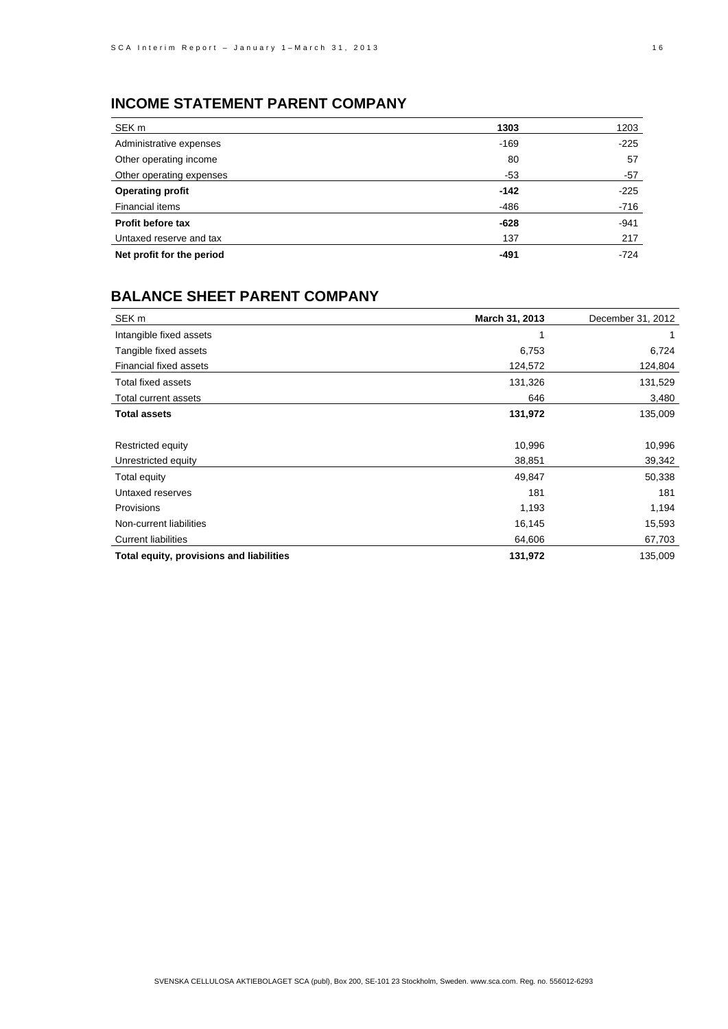## INCOME STATEMENT PARENT COMPANY

| SEK m | **1303** | 1203 |
|---|---|---|
| Administrative expenses | -169 | -225 |
| Other operating income | 80 | 57 |
| Other operating expenses | -53 | -57 |
| **Operating profit** | **-142** | -225 |
| Financial items | -486 | -716 |
| **Profit before tax** | **-628** | -941 |
| Untaxed reserve and tax | 137 | 217 |
| **Net profit for the period** | **-491** | -724 |

## BALANCE SHEET PARENT COMPANY

| SEK m | **March 31, 2013** | December 31, 2012 |
|---|---|---|
| Intangible fixed assets | 1 | 1 |
| Tangible fixed assets | 6,753 | 6,724 |
| Financial fixed assets | 124,572 | 124,804 |
| Total fixed assets | 131,326 | 131,529 |
| Total current assets | 646 | 3,480 |
| **Total assets** | **131,972** | 135,009 |
| | | |
| Restricted equity | 10,996 | 10,996 |
| Unrestricted equity | 38,851 | 39,342 |
| Total equity | 49,847 | 50,338 |
| Untaxed reserves | 181 | 181 |
| Provisions | 1,193 | 1,194 |
| Non-current liabilities | 16,145 | 15,593 |
| Current liabilities | 64,606 | 67,703 |
| **Total equity, provisions and liabilities** | **131,972** | 135,009 |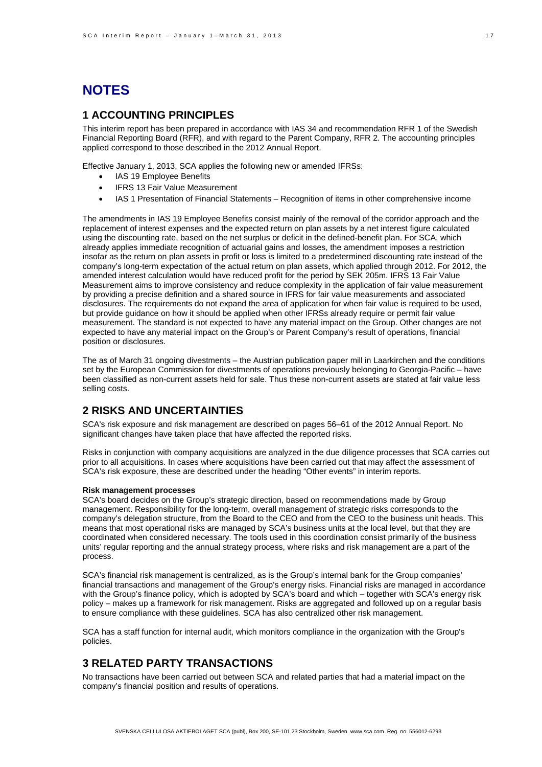# NOTES

## 1 ACCOUNTING PRINCIPLES

This interim report has been prepared in accordance with IAS 34 and recommendation RFR 1 of the Swedish Financial Reporting Board (RFR), and with regard to the Parent Company, RFR 2. The accounting principles applied correspond to those described in the 2012 Annual Report.

Effective January 1, 2013, SCA applies the following new or amended IFRSs:

- IAS 19 Employee Benefits
- IFRS 13 Fair Value Measurement
- IAS 1 Presentation of Financial Statements – Recognition of items in other comprehensive income

The amendments in IAS 19 Employee Benefits consist mainly of the removal of the corridor approach and the replacement of interest expenses and the expected return on plan assets by a net interest figure calculated using the discounting rate, based on the net surplus or deficit in the defined-benefit plan. For SCA, which already applies immediate recognition of actuarial gains and losses, the amendment imposes a restriction insofar as the return on plan assets in profit or loss is limited to a predetermined discounting rate instead of the company's long-term expectation of the actual return on plan assets, which applied through 2012. For 2012, the amended interest calculation would have reduced profit for the period by SEK 205m. IFRS 13 Fair Value Measurement aims to improve consistency and reduce complexity in the application of fair value measurement by providing a precise definition and a shared source in IFRS for fair value measurements and associated disclosures. The requirements do not expand the area of application for when fair value is required to be used, but provide guidance on how it should be applied when other IFRSs already require or permit fair value measurement. The standard is not expected to have any material impact on the Group. Other changes are not expected to have any material impact on the Group's or Parent Company's result of operations, financial position or disclosures.

The as of March 31 ongoing divestments – the Austrian publication paper mill in Laarkirchen and the conditions set by the European Commission for divestments of operations previously belonging to Georgia-Pacific – have been classified as non-current assets held for sale. Thus these non-current assets are stated at fair value less selling costs.

## 2 RISKS AND UNCERTAINTIES

SCA's risk exposure and risk management are described on pages 56–61 of the 2012 Annual Report. No significant changes have taken place that have affected the reported risks.

Risks in conjunction with company acquisitions are analyzed in the due diligence processes that SCA carries out prior to all acquisitions. In cases where acquisitions have been carried out that may affect the assessment of SCA's risk exposure, these are described under the heading "Other events" in interim reports.

**Risk management processes**

SCA's board decides on the Group's strategic direction, based on recommendations made by Group management. Responsibility for the long-term, overall management of strategic risks corresponds to the company's delegation structure, from the Board to the CEO and from the CEO to the business unit heads. This means that most operational risks are managed by SCA's business units at the local level, but that they are coordinated when considered necessary. The tools used in this coordination consist primarily of the business units' regular reporting and the annual strategy process, where risks and risk management are a part of the process.

SCA's financial risk management is centralized, as is the Group's internal bank for the Group companies' financial transactions and management of the Group's energy risks. Financial risks are managed in accordance with the Group's finance policy, which is adopted by SCA's board and which – together with SCA's energy risk policy – makes up a framework for risk management. Risks are aggregated and followed up on a regular basis to ensure compliance with these guidelines. SCA has also centralized other risk management.

SCA has a staff function for internal audit, which monitors compliance in the organization with the Group's policies.

## 3 RELATED PARTY TRANSACTIONS

No transactions have been carried out between SCA and related parties that had a material impact on the company's financial position and results of operations.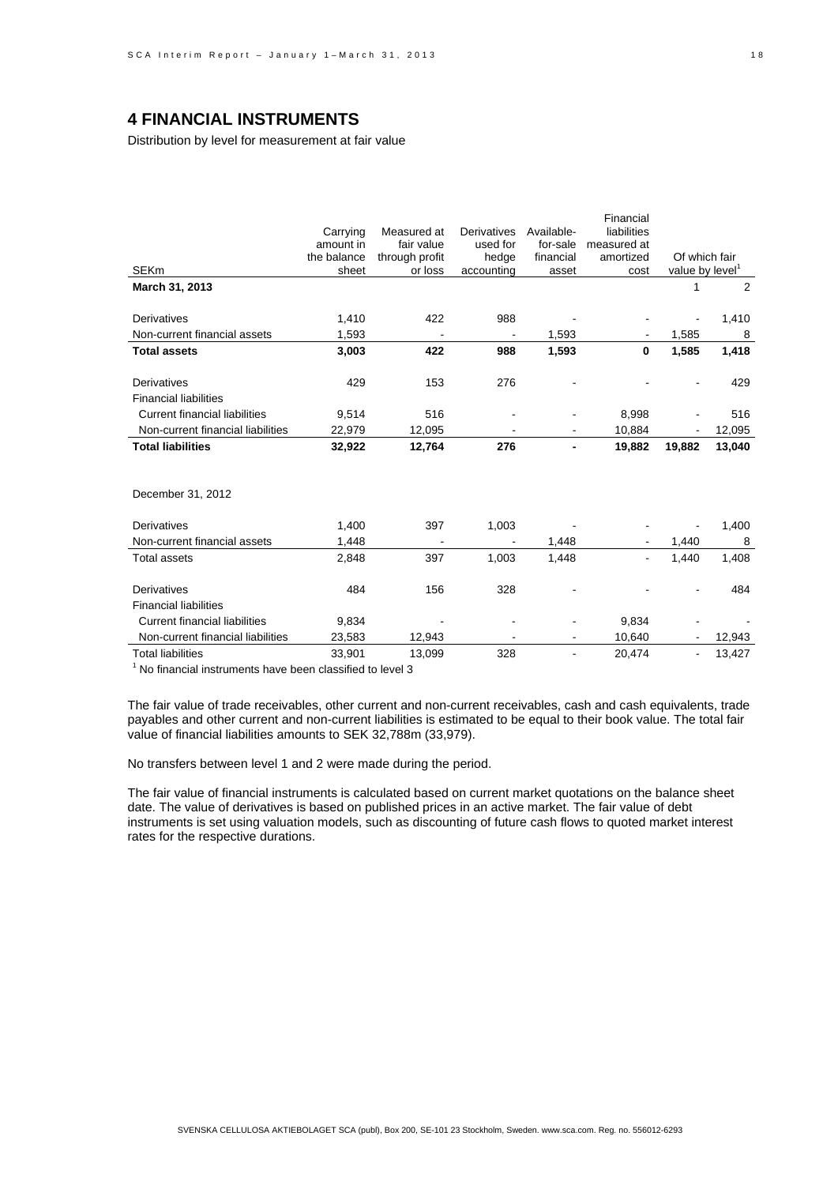## 4 FINANCIAL INSTRUMENTS

Distribution by level for measurement at fair value

| SEKm | Carrying amount in the balance sheet | Measured at fair value through profit or loss | Derivatives used for hedge accounting | Available-for-sale financial asset | Financial liabilities measured at amortized cost | Of which fair value by level[1] | |
|---|---|---|---|---|---|---|---|
| **March 31, 2013** | | | | | | 1 | 2 |
| Derivatives | 1,410 | 422 | 988 | - | - | - | 1,410 |
| Non-current financial assets | 1,593 | - | - | 1,593 | - | 1,585 | 8 |
| **Total assets** | **3,003** | **422** | **988** | **1,593** | **0** | **1,585** | **1,418** |
| Derivatives | 429 | 153 | 276 | - | - | - | 429 |
| Financial liabilities | | | | | | | |
| Current financial liabilities | 9,514 | 516 | - | - | 8,998 | - | 516 |
| Non-current financial liabilities | 22,979 | 12,095 | - | - | 10,884 | - | 12,095 |
| **Total liabilities** | **32,922** | **12,764** | **276** | **-** | **19,882** | **19,882** | **13,040** |
| December 31, 2012 | | | | | | | |
| Derivatives | 1,400 | 397 | 1,003 | - | - | - | 1,400 |
| Non-current financial assets | 1,448 | - | - | 1,448 | - | 1,440 | 8 |
| Total assets | 2,848 | 397 | 1,003 | 1,448 | - | 1,440 | 1,408 |
| Derivatives | 484 | 156 | 328 | - | - | - | 484 |
| Financial liabilities | | | | | | | |
| Current financial liabilities | 9,834 | - | - | - | 9,834 | - | - |
| Non-current financial liabilities | 23,583 | 12,943 | - | - | 10,640 | - | 12,943 |
| Total liabilities | 33,901 | 13,099 | 328 | - | 20,474 | - | 13,427 |

[1] No financial instruments have been classified to level 3

The fair value of trade receivables, other current and non-current receivables, cash and cash equivalents, trade payables and other current and non-current liabilities is estimated to be equal to their book value. The total fair value of financial liabilities amounts to SEK 32,788m (33,979).

No transfers between level 1 and 2 were made during the period.

The fair value of financial instruments is calculated based on current market quotations on the balance sheet date. The value of derivatives is based on published prices in an active market. The fair value of debt instruments is set using valuation models, such as discounting of future cash flows to quoted market interest rates for the respective durations.